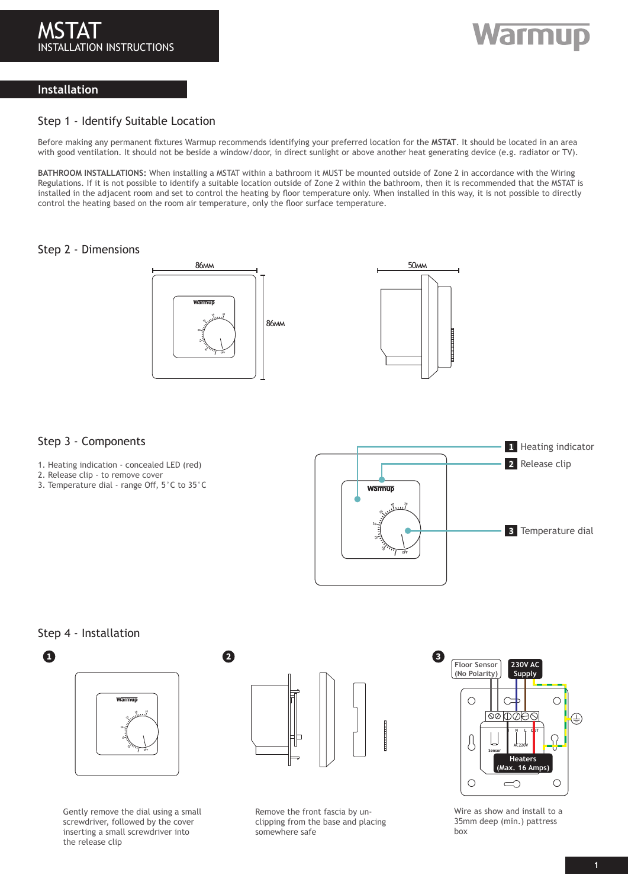# MSTAT
INSTALLATION INSTRUCTIONS

## Installation

### Step 1 - Identify Suitable Location

Before making any permanent fixtures Warmup recommends identifying your preferred location for the **MSTAT**. It should be located in an area with good ventilation. It should not be beside a window/door, in direct sunlight or above another heat generating device (e.g. radiator or TV).

**BATHROOM INSTALLATIONS:** When installing a MSTAT within a bathroom it MUST be mounted outside of Zone 2 in accordance with the Wiring Regulations. If it is not possible to identify a suitable location outside of Zone 2 within the bathroom, then it is recommended that the MSTAT is installed in the adjacent room and set to control the heating by floor temperature only. When installed in this way, it is not possible to directly control the heating based on the room air temperature, only the floor surface temperature.

### Step 2 - Dimensions

86MM

86MM

50MM

### Step 3 - Components

1. Heating indication - concealed LED (red)
2. Release clip - to remove cover
3. Temperature dial - range Off, 5°C to 35°C

**1** Heating indicator

**2** Release clip

**3** Temperature dial

### Step 4 - Installation

**1** Gently remove the dial using a small screwdriver, followed by the cover inserting a small screwdriver into the release clip

**2** Remove the front fascia by un-clipping from the base and placing somewhere safe

**3** Floor Sensor (No Polarity) | 230V AC Supply | Heaters (Max. 16 Amps)

Wire as show and install to a 35mm deep (min.) pattress box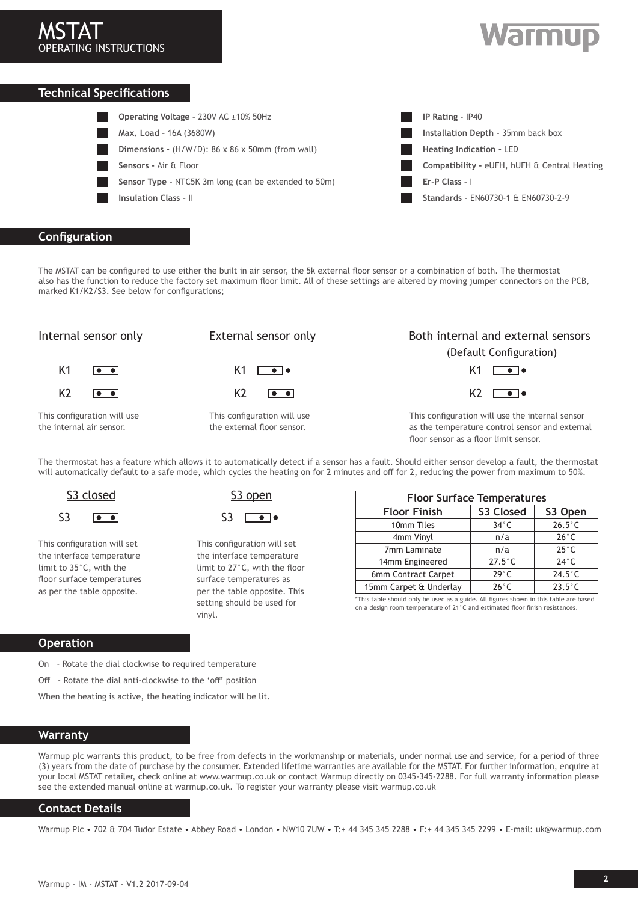# MSTAT
OPERATING INSTRUCTIONS

Warmup

## Technical Specifications

- **Operating Voltage -** 230V AC ±10% 50Hz
- **Max. Load -** 16A (3680W)
- **Dimensions -** (H/W/D): 86 x 86 x 50mm (from wall)
- **Sensors -** Air & Floor
- **Sensor Type -** NTC5K 3m long (can be extended to 50m)
- **Insulation Class -** II
- **IP Rating -** IP40
- **Installation Depth -** 35mm back box
- **Heating Indication -** LED
- **Compatibility -** eUFH, hUFH & Central Heating
- **Er-P Class -** I
- **Standards -** EN60730-1 & EN60730-2-9

## Configuration

The MSTAT can be configured to use either the built in air sensor, the 5k external floor sensor or a combination of both. The thermostat also has the function to reduce the factory set maximum floor limit. All of these settings are altered by moving jumper connectors on the PCB, marked K1/K2/S3. See below for configurations;

### Internal sensor only

K1 [• •]

K2 [• •]

This configuration will use the internal air sensor.

### External sensor only

K1 [ •] •

K2 [• •]

This configuration will use the external floor sensor.

### Both internal and external sensors

(Default Configuration)

K1 [ •] •

K2 [ •] •

This configuration will use the internal sensor as the temperature control sensor and external floor sensor as a floor limit sensor.

The thermostat has a feature which allows it to automatically detect if a sensor has a fault. Should either sensor develop a fault, the thermostat will automatically default to a safe mode, which cycles the heating on for 2 minutes and off for 2, reducing the power from maximum to 50%.

### S3 closed

S3 [• •]

This configuration will set the interface temperature limit to 35°C, with the floor surface temperatures as per the table opposite.

### S3 open

S3 [ •] •

This configuration will set the interface temperature limit to 27°C, with the floor surface temperatures as per the table opposite. This setting should be used for vinyl.

| Floor Surface Temperatures | | |
|---|---|---|
| **Floor Finish** | **S3 Closed** | **S3 Open** |
| 10mm Tiles | 34°C | 26.5°C |
| 4mm Vinyl | n/a | 26°C |
| 7mm Laminate | n/a | 25°C |
| 14mm Engineered | 27.5°C | 24°C |
| 6mm Contract Carpet | 29°C | 24.5°C |
| 15mm Carpet & Underlay | 26°C | 23.5°C |

*This table should only be used as a guide. All figures shown in this table are based on a design room temperature of 21°C and estimated floor finish resistances.

## Operation

On - Rotate the dial clockwise to required temperature

Off - Rotate the dial anti-clockwise to the 'off' position

When the heating is active, the heating indicator will be lit.

## Warranty

Warmup plc warrants this product, to be free from defects in the workmanship or materials, under normal use and service, for a period of three (3) years from the date of purchase by the consumer. Extended lifetime warranties are available for the MSTAT. For further information, enquire at your local MSTAT retailer, check online at www.warmup.co.uk or contact Warmup directly on 0345-345-2288. For full warranty information please see the extended manual online at warmup.co.uk. To register your warranty please visit warmup.co.uk

## Contact Details

Warmup Plc • 702 & 704 Tudor Estate • Abbey Road • London • NW10 7UW • T:+ 44 345 345 2288 • F:+ 44 345 345 2299 • E-mail: uk@warmup.com

Warmup - IM - MSTAT - V1.2 2017-09-04